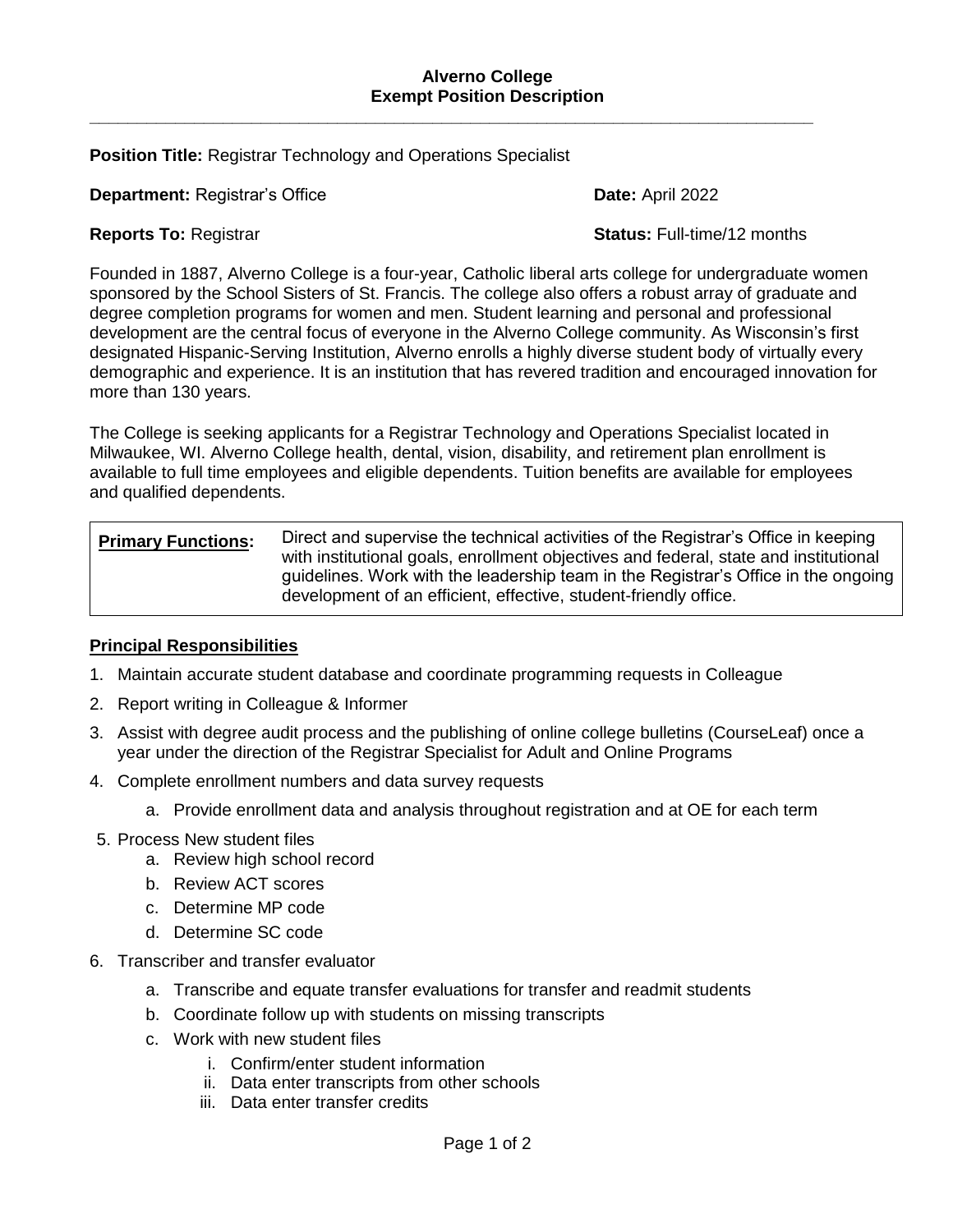**Alverno College**
**Exempt Position Description**

---

**Position Title:** Registrar Technology and Operations Specialist

**Department:** Registrar's Office

**Date:** April 2022

**Reports To:** Registrar

**Status:** Full-time/12 months

Founded in 1887, Alverno College is a four-year, Catholic liberal arts college for undergraduate women sponsored by the School Sisters of St. Francis. The college also offers a robust array of graduate and degree completion programs for women and men. Student learning and personal and professional development are the central focus of everyone in the Alverno College community. As Wisconsin's first designated Hispanic-Serving Institution, Alverno enrolls a highly diverse student body of virtually every demographic and experience. It is an institution that has revered tradition and encouraged innovation for more than 130 years.

The College is seeking applicants for a Registrar Technology and Operations Specialist located in Milwaukee, WI. Alverno College health, dental, vision, disability, and retirement plan enrollment is available to full time employees and eligible dependents. Tuition benefits are available for employees and qualified dependents.

| **Primary Functions:** | Direct and supervise the technical activities of the Registrar's Office in keeping with institutional goals, enrollment objectives and federal, state and institutional guidelines. Work with the leadership team in the Registrar's Office in the ongoing development of an efficient, effective, student-friendly office. |
|---|---|

**Principal Responsibilities**

1. Maintain accurate student database and coordinate programming requests in Colleague
2. Report writing in Colleague & Informer
3. Assist with degree audit process and the publishing of online college bulletins (CourseLeaf) once a year under the direction of the Registrar Specialist for Adult and Online Programs
4. Complete enrollment numbers and data survey requests
   a. Provide enrollment data and analysis throughout registration and at OE for each term
5. Process New student files
   a. Review high school record
   b. Review ACT scores
   c. Determine MP code
   d. Determine SC code
6. Transcriber and transfer evaluator
   a. Transcribe and equate transfer evaluations for transfer and readmit students
   b. Coordinate follow up with students on missing transcripts
   c. Work with new student files
      i. Confirm/enter student information
      ii. Data enter transcripts from other schools
      iii. Data enter transfer credits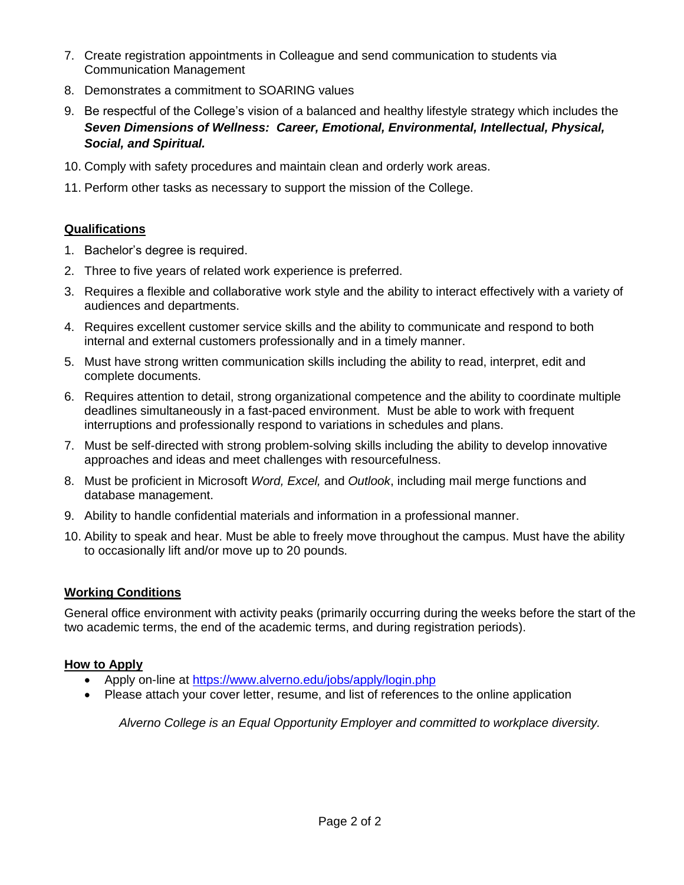7. Create registration appointments in Colleague and send communication to students via Communication Management
8. Demonstrates a commitment to SOARING values
9. Be respectful of the College's vision of a balanced and healthy lifestyle strategy which includes the ***Seven Dimensions of Wellness: Career, Emotional, Environmental, Intellectual, Physical, Social, and Spiritual.***
10. Comply with safety procedures and maintain clean and orderly work areas.
11. Perform other tasks as necessary to support the mission of the College.

## Qualifications

1. Bachelor's degree is required.
2. Three to five years of related work experience is preferred.
3. Requires a flexible and collaborative work style and the ability to interact effectively with a variety of audiences and departments.
4. Requires excellent customer service skills and the ability to communicate and respond to both internal and external customers professionally and in a timely manner.
5. Must have strong written communication skills including the ability to read, interpret, edit and complete documents.
6. Requires attention to detail, strong organizational competence and the ability to coordinate multiple deadlines simultaneously in a fast-paced environment. Must be able to work with frequent interruptions and professionally respond to variations in schedules and plans.
7. Must be self-directed with strong problem-solving skills including the ability to develop innovative approaches and ideas and meet challenges with resourcefulness.
8. Must be proficient in Microsoft *Word, Excel,* and *Outlook*, including mail merge functions and database management.
9. Ability to handle confidential materials and information in a professional manner.
10. Ability to speak and hear. Must be able to freely move throughout the campus. Must have the ability to occasionally lift and/or move up to 20 pounds.

## Working Conditions

General office environment with activity peaks (primarily occurring during the weeks before the start of the two academic terms, the end of the academic terms, and during registration periods).

## How to Apply

- Apply on-line at https://www.alverno.edu/jobs/apply/login.php
- Please attach your cover letter, resume, and list of references to the online application

*Alverno College is an Equal Opportunity Employer and committed to workplace diversity.*